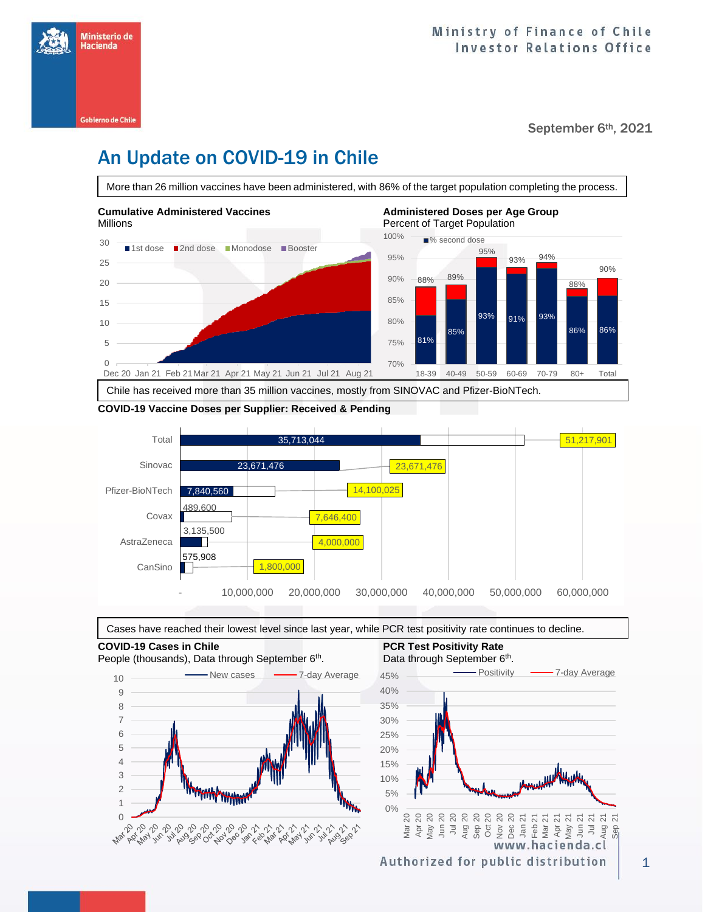Ministry of Finance of Chile
Investor Relations Office

September 6th, 2021

# An Update on COVID-19 in Chile

More than 26 million vaccines have been administered, with 86% of the target population completing the process.

**Cumulative Administered Vaccines**
Millions

1st dose | 2nd dose | Monodose | Booster

**Administered Doses per Age Group**
Percent of Target Population

| Age group | % second dose | Total |
|---|---|---|
| 18-39 | 81% | 88% |
| 40-49 | 85% | 89% |
| 50-59 | 93% | 95% |
| 60-69 | 91% | 93% |
| 70-79 | 93% | 94% |
| 80+ | 86% | 88% |
| Total | 86% | 90% |

Chile has received more than 35 million vaccines, mostly from SINOVAC and Pfizer-BioNTech.

**COVID-19 Vaccine Doses per Supplier: Received & Pending**

| Supplier | Received | Total |
|---|---|---|
| Total | 35,713,044 | 51,217,901 |
| Sinovac | 23,671,476 | 23,671,476 |
| Pfizer-BioNTech | 7,840,560 | 14,100,025 |
| Covax | 489,600 | 7,646,400 |
| AstraZeneca | 3,135,500 | 4,000,000 |
| CanSino | 575,908 | 1,800,000 |

Cases have reached their lowest level since last year, while PCR test positivity rate continues to decline.

**COVID-19 Cases in Chile**
People (thousands), Data through September 6th.

New cases | 7-day Average

**PCR Test Positivity Rate**
Data through September 6th.

Positivity | 7-day Average

www.hacienda.cl
Authorized for public distribution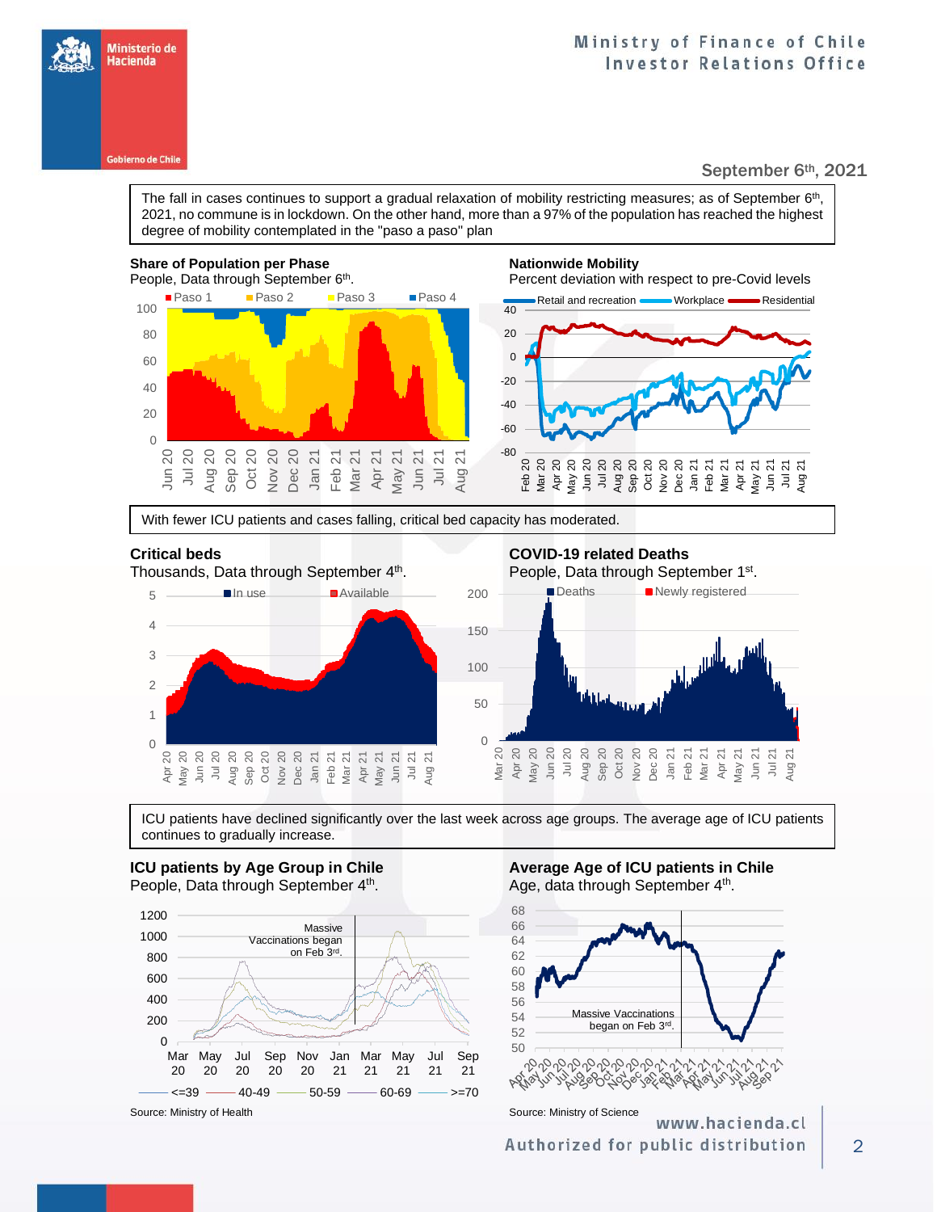September 6th, 2021

The fall in cases continues to support a gradual relaxation of mobility restricting measures; as of September 6th, 2021, no commune is in lockdown. On the other hand, more than a 97% of the population has reached the highest degree of mobility contemplated in the "paso a paso" plan

**Share of Population per Phase**
People, Data through September 6th.

Paso 1
Paso 2
Paso 3
Paso 4

100
80
60
40
20
0

Jun 20 Jul 20 Aug 20 Sep 20 Oct 20 Nov 20 Dec 20 Jan 21 Feb 21 Mar 21 Apr 21 May 21 Jun 21 Jul 21 Aug 21

**Nationwide Mobility**
Percent deviation with respect to pre-Covid levels

Retail and recreation
Workplace
Residential

40
20
0
-20
-40
-60
-80

Feb 20 Mar 20 Apr 20 May 20 Jun 20 Jul 20 Aug 20 Sep 20 Oct 20 Nov 20 Dec 20 Jan 21 Feb 21 Mar 21 Apr 21 May 21 Jun 21 Jul 21 Aug 21

With fewer ICU patients and cases falling, critical bed capacity has moderated.

**Critical beds**
Thousands, Data through September 4th.

In use
Available

5
4
3
2
1
0

Apr 20 May 20 Jun 20 Jul 20 Aug 20 Sep 20 Oct 20 Nov 20 Dec 20 Jan 21 Feb 21 Mar 21 Apr 21 May 21 Jun 21 Jul 21 Aug 21

**COVID-19 related Deaths**
People, Data through September 1st.

Deaths
Newly registered

200
150
100
50
0

Mar 20 Apr 20 May 20 Jun 20 Jul 20 Aug 20 Sep 20 Oct 20 Nov 20 Dec 20 Jan 21 Feb 21 Mar 21 Apr 21 May 21 Jun 21 Jul 21 Aug 21

ICU patients have declined significantly over the last week across age groups. The average age of ICU patients continues to gradually increase.

**ICU patients by Age Group in Chile**
People, Data through September 4th.

1200
1000
800
600
400
200
0

Massive Vaccinations began on Feb 3rd.

Mar 20 May 20 Jul 20 Sep 20 Nov 20 Jan 21 Mar 21 May 21 Jul 21 Sep 21

<=39
40-49
50-59
60-69
>=70

Source: Ministry of Health

**Average Age of ICU patients in Chile**
Age, data through September 4th.

68
66
64
62
60
58
56
54
52
50

Massive Vaccinations began on Feb 3rd.

Apr 20 May 20 Jun 20 Jul 20 Aug 20 Sep 20 Oct 20 Nov 20 Dec 20 Jan 21 Feb 21 Mar 21 Apr 21 May 21 Jun 21 Jul 21 Aug 21 Sep 21

Source: Ministry of Science

www.hacienda.cl
Authorized for public distribution